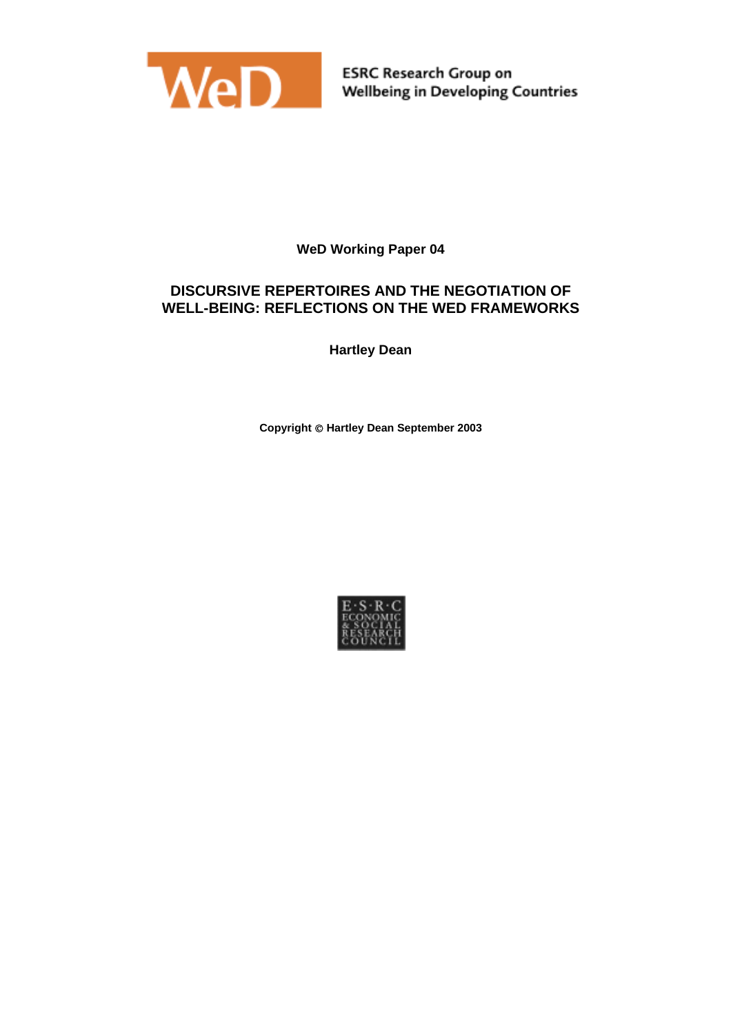ESRC Research Group on
Wellbeing in Developing Countries

**WeD Working Paper 04**

# DISCURSIVE REPERTOIRES AND THE NEGOTIATION OF WELL-BEING: REFLECTIONS ON THE WED FRAMEWORKS

**Hartley Dean**

**Copyright © Hartley Dean September 2003**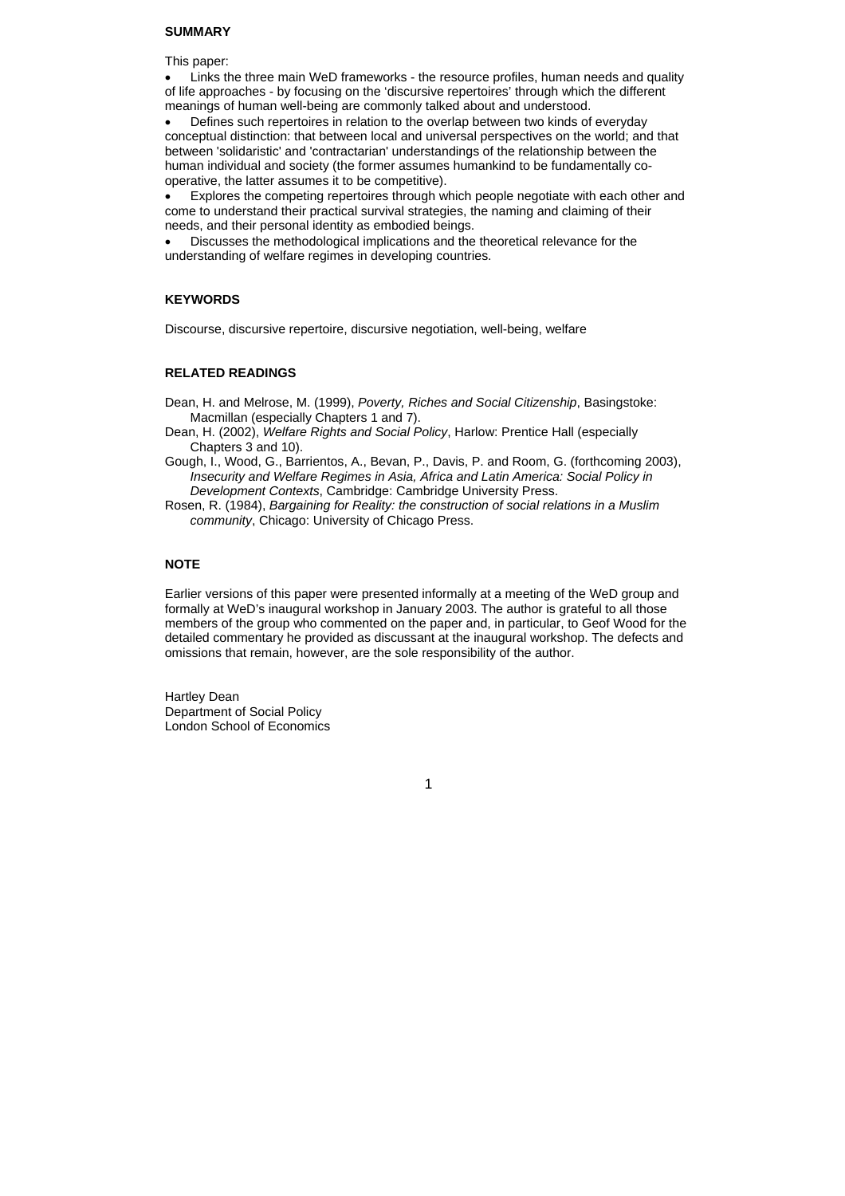**SUMMARY**

This paper:

- Links the three main WeD frameworks - the resource profiles, human needs and quality of life approaches - by focusing on the 'discursive repertoires' through which the different meanings of human well-being are commonly talked about and understood.
- Defines such repertoires in relation to the overlap between two kinds of everyday conceptual distinction: that between local and universal perspectives on the world; and that between 'solidaristic' and 'contractarian' understandings of the relationship between the human individual and society (the former assumes humankind to be fundamentally co-operative, the latter assumes it to be competitive).
- Explores the competing repertoires through which people negotiate with each other and come to understand their practical survival strategies, the naming and claiming of their needs, and their personal identity as embodied beings.
- Discusses the methodological implications and the theoretical relevance for the understanding of welfare regimes in developing countries.

**KEYWORDS**

Discourse, discursive repertoire, discursive negotiation, well-being, welfare

**RELATED READINGS**

Dean, H. and Melrose, M. (1999), *Poverty, Riches and Social Citizenship*, Basingstoke: Macmillan (especially Chapters 1 and 7).

Dean, H. (2002), *Welfare Rights and Social Policy*, Harlow: Prentice Hall (especially Chapters 3 and 10).

Gough, I., Wood, G., Barrientos, A., Bevan, P., Davis, P. and Room, G. (forthcoming 2003), *Insecurity and Welfare Regimes in Asia, Africa and Latin America: Social Policy in Development Contexts*, Cambridge: Cambridge University Press.

Rosen, R. (1984), *Bargaining for Reality: the construction of social relations in a Muslim community*, Chicago: University of Chicago Press.

**NOTE**

Earlier versions of this paper were presented informally at a meeting of the WeD group and formally at WeD's inaugural workshop in January 2003. The author is grateful to all those members of the group who commented on the paper and, in particular, to Geof Wood for the detailed commentary he provided as discussant at the inaugural workshop. The defects and omissions that remain, however, are the sole responsibility of the author.

Hartley Dean
Department of Social Policy
London School of Economics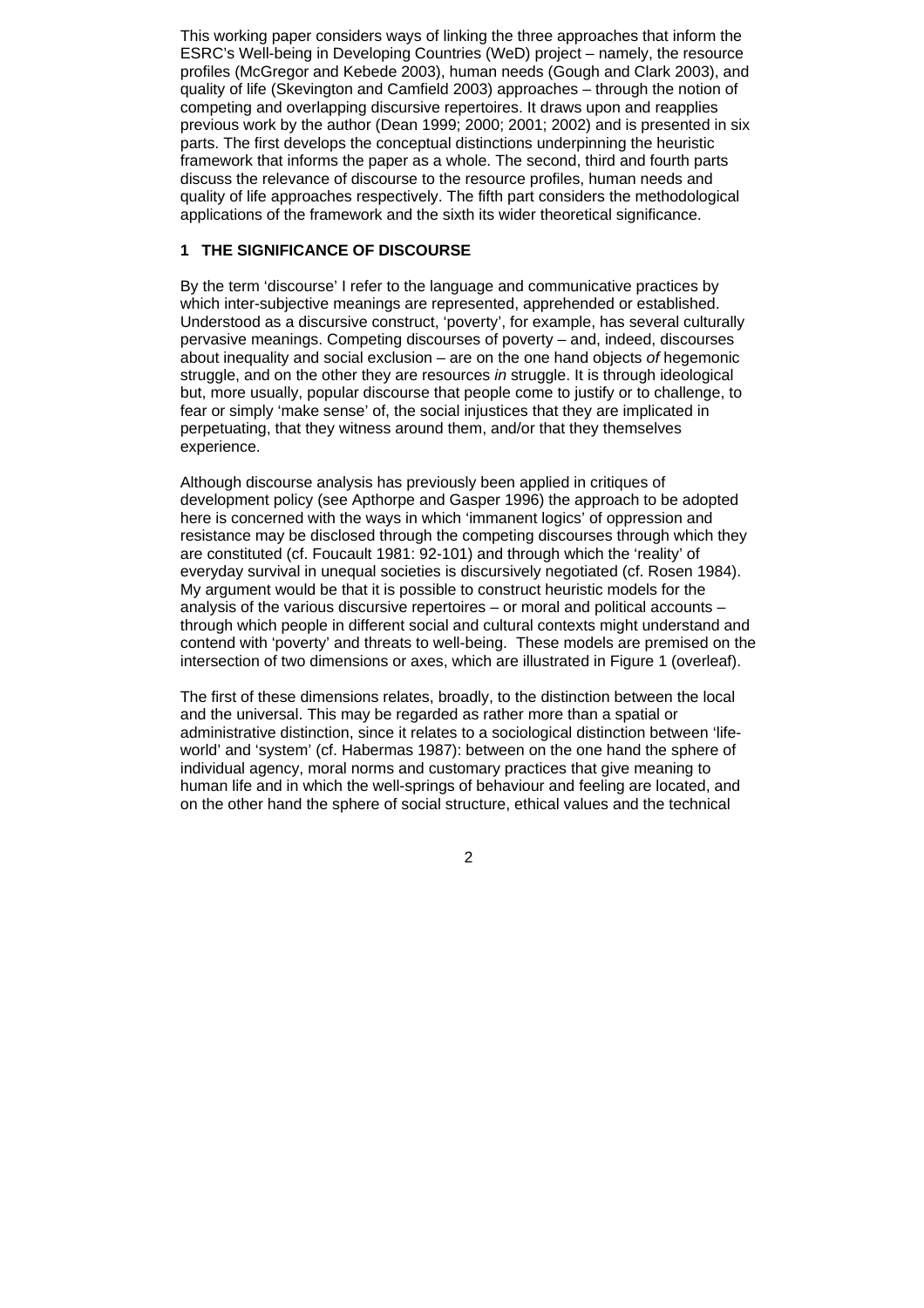This working paper considers ways of linking the three approaches that inform the ESRC's Well-being in Developing Countries (WeD) project – namely, the resource profiles (McGregor and Kebede 2003), human needs (Gough and Clark 2003), and quality of life (Skevington and Camfield 2003) approaches – through the notion of competing and overlapping discursive repertoires. It draws upon and reapplies previous work by the author (Dean 1999; 2000; 2001; 2002) and is presented in six parts. The first develops the conceptual distinctions underpinning the heuristic framework that informs the paper as a whole. The second, third and fourth parts discuss the relevance of discourse to the resource profiles, human needs and quality of life approaches respectively. The fifth part considers the methodological applications of the framework and the sixth its wider theoretical significance.

## 1 THE SIGNIFICANCE OF DISCOURSE

By the term 'discourse' I refer to the language and communicative practices by which inter-subjective meanings are represented, apprehended or established. Understood as a discursive construct, 'poverty', for example, has several culturally pervasive meanings. Competing discourses of poverty – and, indeed, discourses about inequality and social exclusion – are on the one hand objects *of* hegemonic struggle, and on the other they are resources *in* struggle. It is through ideological but, more usually, popular discourse that people come to justify or to challenge, to fear or simply 'make sense' of, the social injustices that they are implicated in perpetuating, that they witness around them, and/or that they themselves experience.

Although discourse analysis has previously been applied in critiques of development policy (see Apthorpe and Gasper 1996) the approach to be adopted here is concerned with the ways in which 'immanent logics' of oppression and resistance may be disclosed through the competing discourses through which they are constituted (cf. Foucault 1981: 92-101) and through which the 'reality' of everyday survival in unequal societies is discursively negotiated (cf. Rosen 1984). My argument would be that it is possible to construct heuristic models for the analysis of the various discursive repertoires – or moral and political accounts – through which people in different social and cultural contexts might understand and contend with 'poverty' and threats to well-being. These models are premised on the intersection of two dimensions or axes, which are illustrated in Figure 1 (overleaf).

The first of these dimensions relates, broadly, to the distinction between the local and the universal. This may be regarded as rather more than a spatial or administrative distinction, since it relates to a sociological distinction between 'life-world' and 'system' (cf. Habermas 1987): between on the one hand the sphere of individual agency, moral norms and customary practices that give meaning to human life and in which the well-springs of behaviour and feeling are located, and on the other hand the sphere of social structure, ethical values and the technical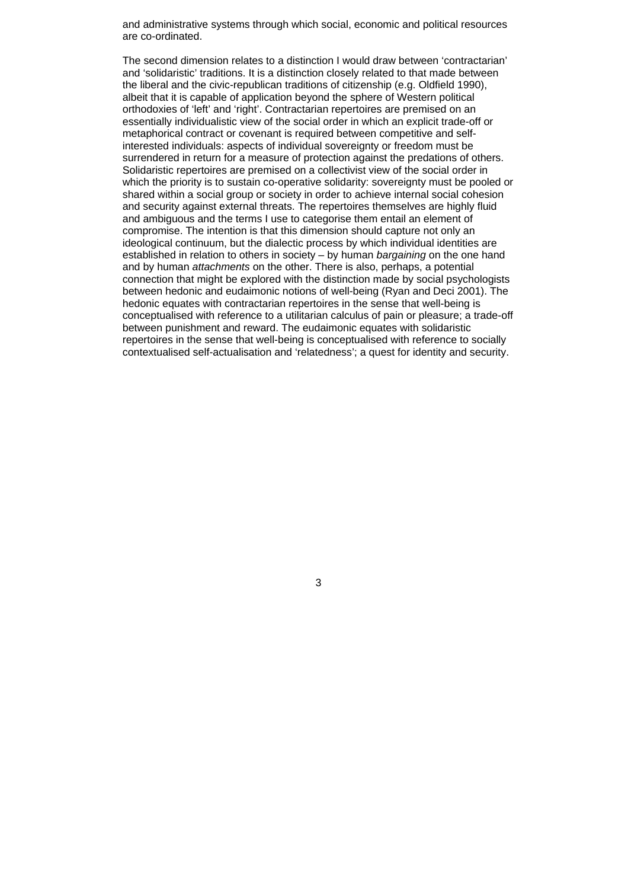and administrative systems through which social, economic and political resources are co-ordinated.

The second dimension relates to a distinction I would draw between 'contractarian' and 'solidaristic' traditions. It is a distinction closely related to that made between the liberal and the civic-republican traditions of citizenship (e.g. Oldfield 1990), albeit that it is capable of application beyond the sphere of Western political orthodoxies of 'left' and 'right'. Contractarian repertoires are premised on an essentially individualistic view of the social order in which an explicit trade-off or metaphorical contract or covenant is required between competitive and self-interested individuals: aspects of individual sovereignty or freedom must be surrendered in return for a measure of protection against the predations of others. Solidaristic repertoires are premised on a collectivist view of the social order in which the priority is to sustain co-operative solidarity: sovereignty must be pooled or shared within a social group or society in order to achieve internal social cohesion and security against external threats. The repertoires themselves are highly fluid and ambiguous and the terms I use to categorise them entail an element of compromise. The intention is that this dimension should capture not only an ideological continuum, but the dialectic process by which individual identities are established in relation to others in society – by human *bargaining* on the one hand and by human *attachments* on the other. There is also, perhaps, a potential connection that might be explored with the distinction made by social psychologists between hedonic and eudaimonic notions of well-being (Ryan and Deci 2001). The hedonic equates with contractarian repertoires in the sense that well-being is conceptualised with reference to a utilitarian calculus of pain or pleasure; a trade-off between punishment and reward. The eudaimonic equates with solidaristic repertoires in the sense that well-being is conceptualised with reference to socially contextualised self-actualisation and 'relatedness'; a quest for identity and security.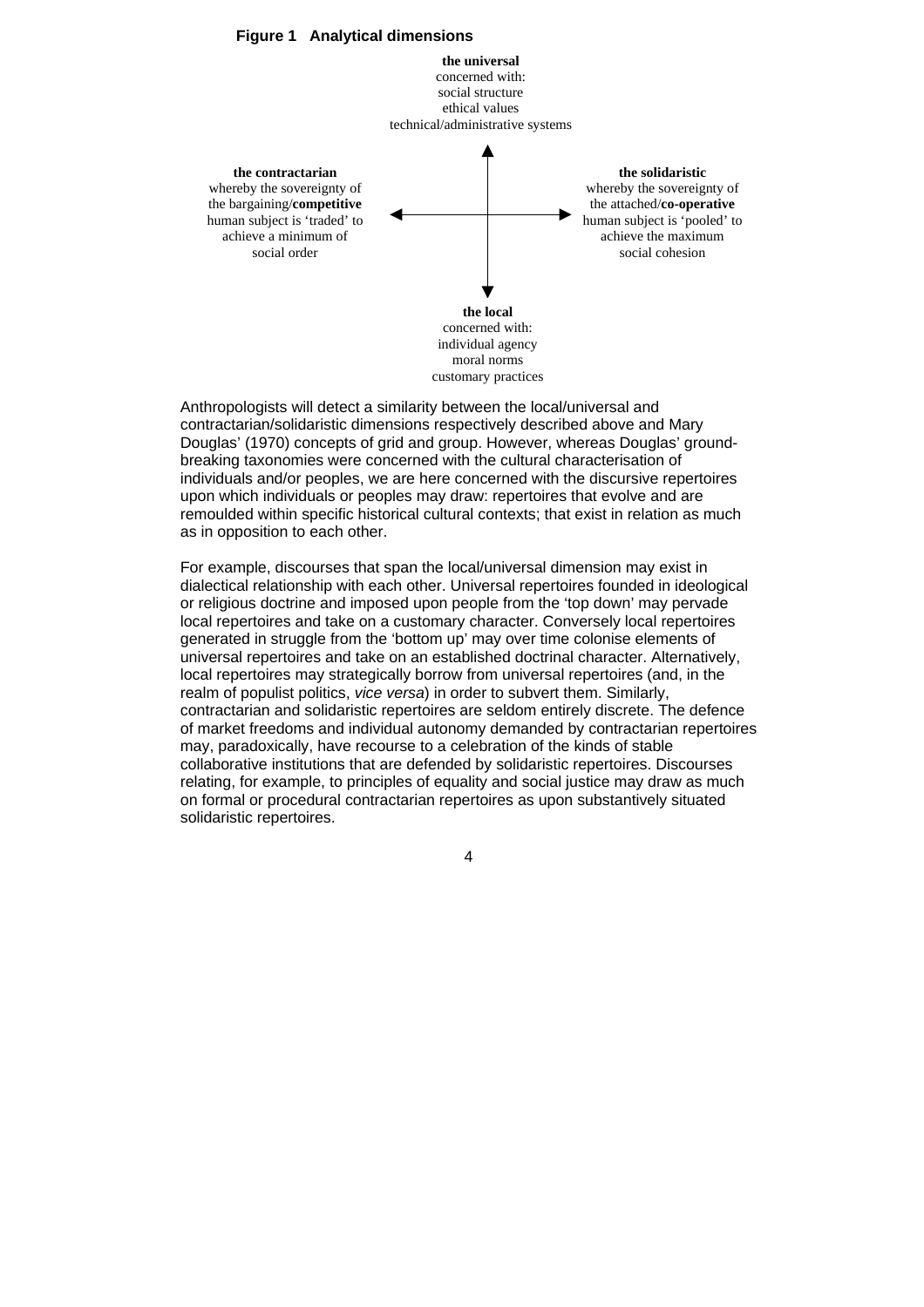**Figure 1 Analytical dimensions**

**the universal**
concerned with:
social structure
ethical values
technical/administrative systems

**the contractarian**
whereby the sovereignty of the bargaining/**competitive** human subject is 'traded' to achieve a minimum of social order

**the solidaristic**
whereby the sovereignty of the attached/**co-operative** human subject is 'pooled' to achieve the maximum social cohesion

**the local**
concerned with:
individual agency
moral norms
customary practices

Anthropologists will detect a similarity between the local/universal and contractarian/solidaristic dimensions respectively described above and Mary Douglas' (1970) concepts of grid and group. However, whereas Douglas' ground-breaking taxonomies were concerned with the cultural characterisation of individuals and/or peoples, we are here concerned with the discursive repertoires upon which individuals or peoples may draw: repertoires that evolve and are remoulded within specific historical cultural contexts; that exist in relation as much as in opposition to each other.

For example, discourses that span the local/universal dimension may exist in dialectical relationship with each other. Universal repertoires founded in ideological or religious doctrine and imposed upon people from the 'top down' may pervade local repertoires and take on a customary character. Conversely local repertoires generated in struggle from the 'bottom up' may over time colonise elements of universal repertoires and take on an established doctrinal character. Alternatively, local repertoires may strategically borrow from universal repertoires (and, in the realm of populist politics, *vice versa*) in order to subvert them. Similarly, contractarian and solidaristic repertoires are seldom entirely discrete. The defence of market freedoms and individual autonomy demanded by contractarian repertoires may, paradoxically, have recourse to a celebration of the kinds of stable collaborative institutions that are defended by solidaristic repertoires. Discourses relating, for example, to principles of equality and social justice may draw as much on formal or procedural contractarian repertoires as upon substantively situated solidaristic repertoires.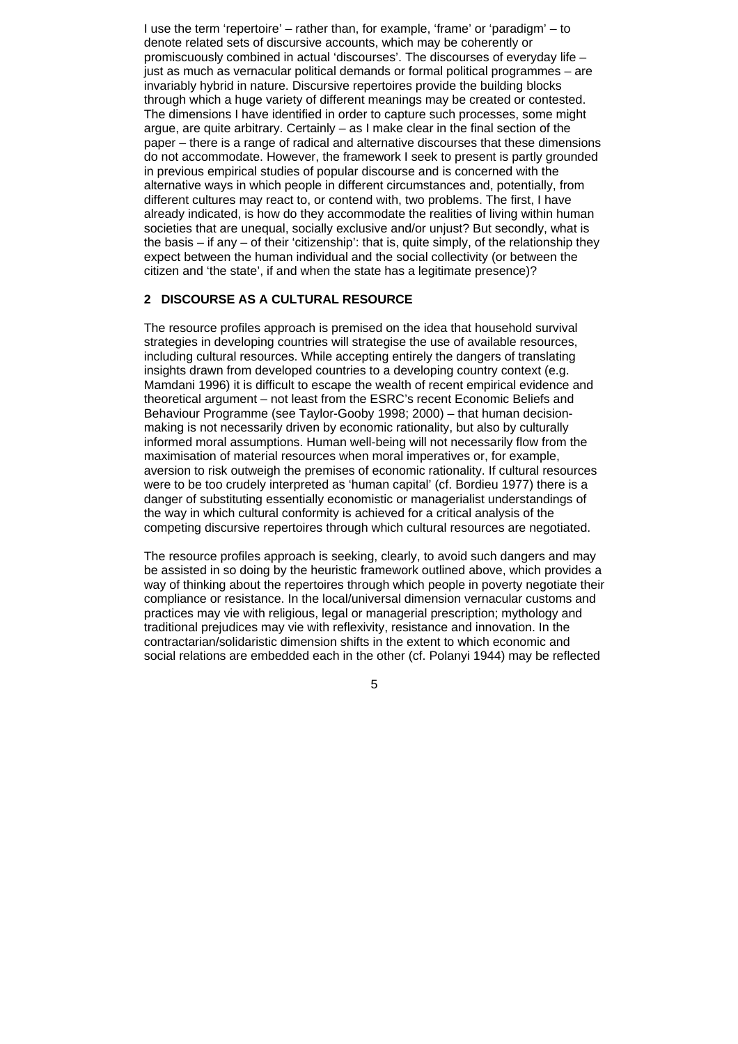I use the term 'repertoire' – rather than, for example, 'frame' or 'paradigm' – to denote related sets of discursive accounts, which may be coherently or promiscuously combined in actual 'discourses'. The discourses of everyday life – just as much as vernacular political demands or formal political programmes – are invariably hybrid in nature. Discursive repertoires provide the building blocks through which a huge variety of different meanings may be created or contested. The dimensions I have identified in order to capture such processes, some might argue, are quite arbitrary. Certainly – as I make clear in the final section of the paper – there is a range of radical and alternative discourses that these dimensions do not accommodate. However, the framework I seek to present is partly grounded in previous empirical studies of popular discourse and is concerned with the alternative ways in which people in different circumstances and, potentially, from different cultures may react to, or contend with, two problems. The first, I have already indicated, is how do they accommodate the realities of living within human societies that are unequal, socially exclusive and/or unjust? But secondly, what is the basis – if any – of their 'citizenship': that is, quite simply, of the relationship they expect between the human individual and the social collectivity (or between the citizen and 'the state', if and when the state has a legitimate presence)?

## 2 DISCOURSE AS A CULTURAL RESOURCE

The resource profiles approach is premised on the idea that household survival strategies in developing countries will strategise the use of available resources, including cultural resources. While accepting entirely the dangers of translating insights drawn from developed countries to a developing country context (e.g. Mamdani 1996) it is difficult to escape the wealth of recent empirical evidence and theoretical argument – not least from the ESRC's recent Economic Beliefs and Behaviour Programme (see Taylor-Gooby 1998; 2000) – that human decision-making is not necessarily driven by economic rationality, but also by culturally informed moral assumptions. Human well-being will not necessarily flow from the maximisation of material resources when moral imperatives or, for example, aversion to risk outweigh the premises of economic rationality. If cultural resources were to be too crudely interpreted as 'human capital' (cf. Bordieu 1977) there is a danger of substituting essentially economistic or managerialist understandings of the way in which cultural conformity is achieved for a critical analysis of the competing discursive repertoires through which cultural resources are negotiated.

The resource profiles approach is seeking, clearly, to avoid such dangers and may be assisted in so doing by the heuristic framework outlined above, which provides a way of thinking about the repertoires through which people in poverty negotiate their compliance or resistance. In the local/universal dimension vernacular customs and practices may vie with religious, legal or managerial prescription; mythology and traditional prejudices may vie with reflexivity, resistance and innovation. In the contractarian/solidaristic dimension shifts in the extent to which economic and social relations are embedded each in the other (cf. Polanyi 1944) may be reflected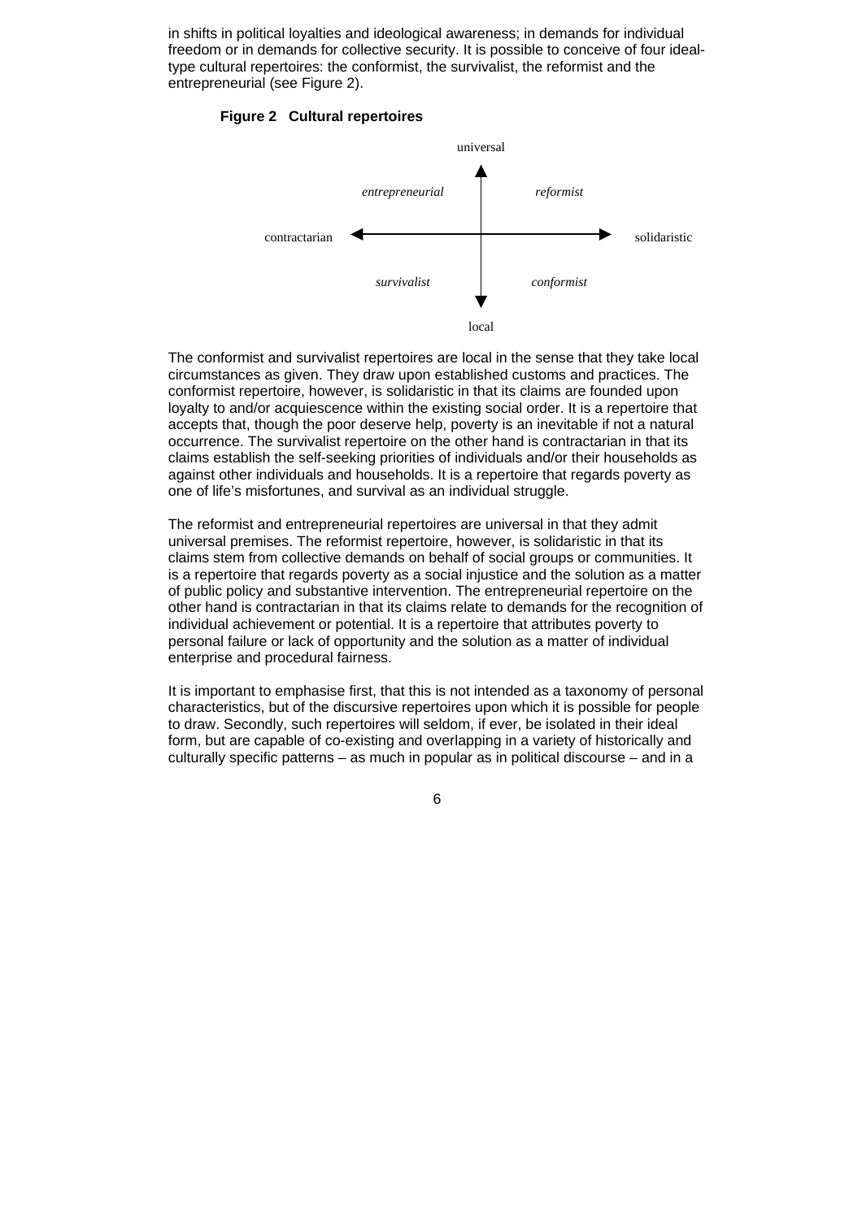in shifts in political loyalties and ideological awareness; in demands for individual freedom or in demands for collective security. It is possible to conceive of four ideal-type cultural repertoires: the conformist, the survivalist, the reformist and the entrepreneurial (see Figure 2).

**Figure 2 Cultural repertoires**

| | universal | |
|---|---|---|
| | *entrepreneurial* / *reformist* | |
| contractarian | ← → | solidaristic |
| | *survivalist* / *conformist* | |
| | local | |

The conformist and survivalist repertoires are local in the sense that they take local circumstances as given. They draw upon established customs and practices. The conformist repertoire, however, is solidaristic in that its claims are founded upon loyalty to and/or acquiescence within the existing social order. It is a repertoire that accepts that, though the poor deserve help, poverty is an inevitable if not a natural occurrence. The survivalist repertoire on the other hand is contractarian in that its claims establish the self-seeking priorities of individuals and/or their households as against other individuals and households. It is a repertoire that regards poverty as one of life's misfortunes, and survival as an individual struggle.

The reformist and entrepreneurial repertoires are universal in that they admit universal premises. The reformist repertoire, however, is solidaristic in that its claims stem from collective demands on behalf of social groups or communities. It is a repertoire that regards poverty as a social injustice and the solution as a matter of public policy and substantive intervention. The entrepreneurial repertoire on the other hand is contractarian in that its claims relate to demands for the recognition of individual achievement or potential. It is a repertoire that attributes poverty to personal failure or lack of opportunity and the solution as a matter of individual enterprise and procedural fairness.

It is important to emphasise first, that this is not intended as a taxonomy of personal characteristics, but of the discursive repertoires upon which it is possible for people to draw. Secondly, such repertoires will seldom, if ever, be isolated in their ideal form, but are capable of co-existing and overlapping in a variety of historically and culturally specific patterns – as much in popular as in political discourse – and in a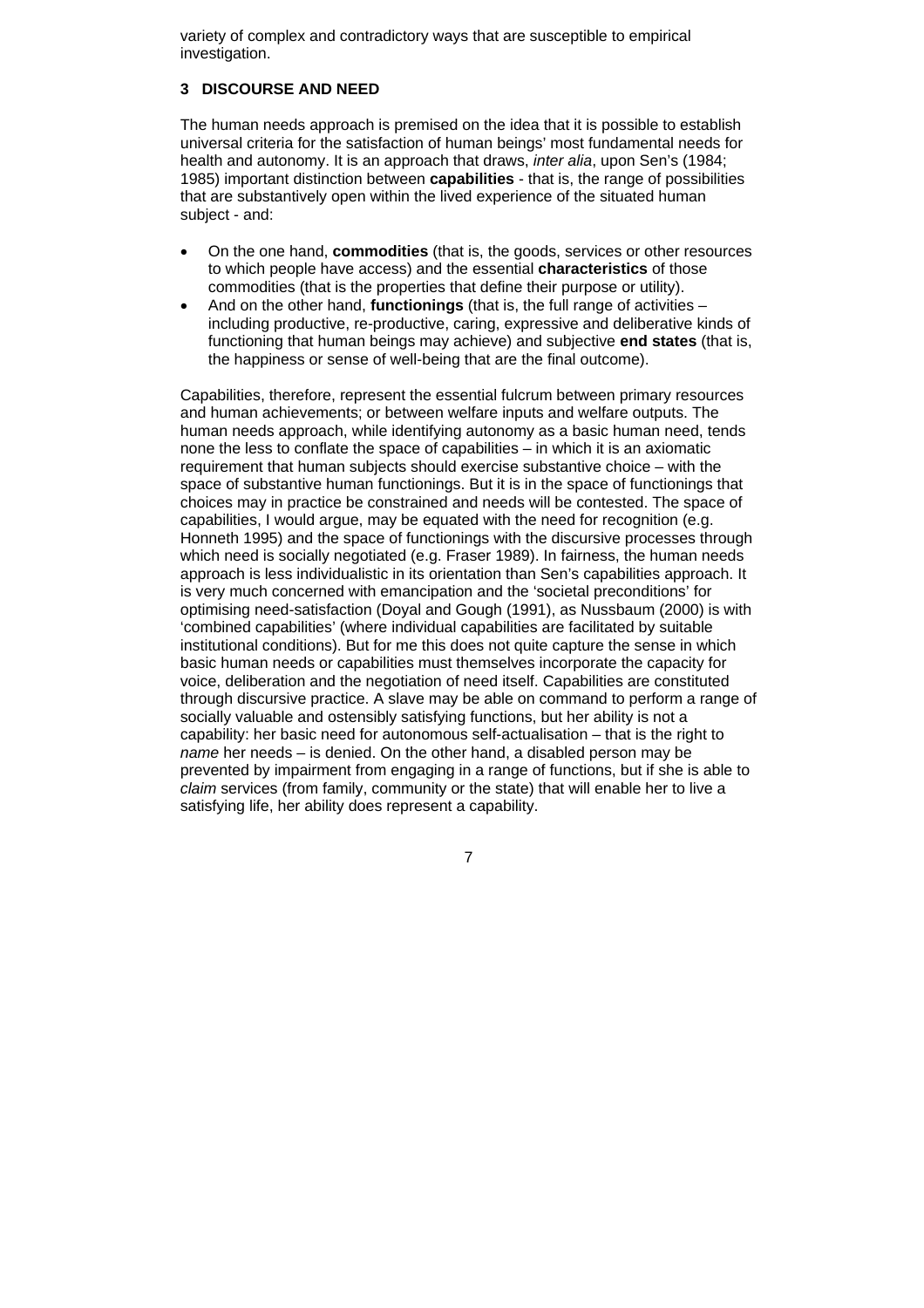variety of complex and contradictory ways that are susceptible to empirical investigation.

## 3 DISCOURSE AND NEED

The human needs approach is premised on the idea that it is possible to establish universal criteria for the satisfaction of human beings' most fundamental needs for health and autonomy. It is an approach that draws, *inter alia*, upon Sen's (1984; 1985) important distinction between **capabilities** - that is, the range of possibilities that are substantively open within the lived experience of the situated human subject - and:

- On the one hand, **commodities** (that is, the goods, services or other resources to which people have access) and the essential **characteristics** of those commodities (that is the properties that define their purpose or utility).
- And on the other hand, **functionings** (that is, the full range of activities – including productive, re-productive, caring, expressive and deliberative kinds of functioning that human beings may achieve) and subjective **end states** (that is, the happiness or sense of well-being that are the final outcome).

Capabilities, therefore, represent the essential fulcrum between primary resources and human achievements; or between welfare inputs and welfare outputs. The human needs approach, while identifying autonomy as a basic human need, tends none the less to conflate the space of capabilities – in which it is an axiomatic requirement that human subjects should exercise substantive choice – with the space of substantive human functionings. But it is in the space of functionings that choices may in practice be constrained and needs will be contested. The space of capabilities, I would argue, may be equated with the need for recognition (e.g. Honneth 1995) and the space of functionings with the discursive processes through which need is socially negotiated (e.g. Fraser 1989). In fairness, the human needs approach is less individualistic in its orientation than Sen's capabilities approach. It is very much concerned with emancipation and the 'societal preconditions' for optimising need-satisfaction (Doyal and Gough (1991), as Nussbaum (2000) is with 'combined capabilities' (where individual capabilities are facilitated by suitable institutional conditions). But for me this does not quite capture the sense in which basic human needs or capabilities must themselves incorporate the capacity for voice, deliberation and the negotiation of need itself. Capabilities are constituted through discursive practice. A slave may be able on command to perform a range of socially valuable and ostensibly satisfying functions, but her ability is not a capability: her basic need for autonomous self-actualisation – that is the right to *name* her needs – is denied. On the other hand, a disabled person may be prevented by impairment from engaging in a range of functions, but if she is able to *claim* services (from family, community or the state) that will enable her to live a satisfying life, her ability does represent a capability.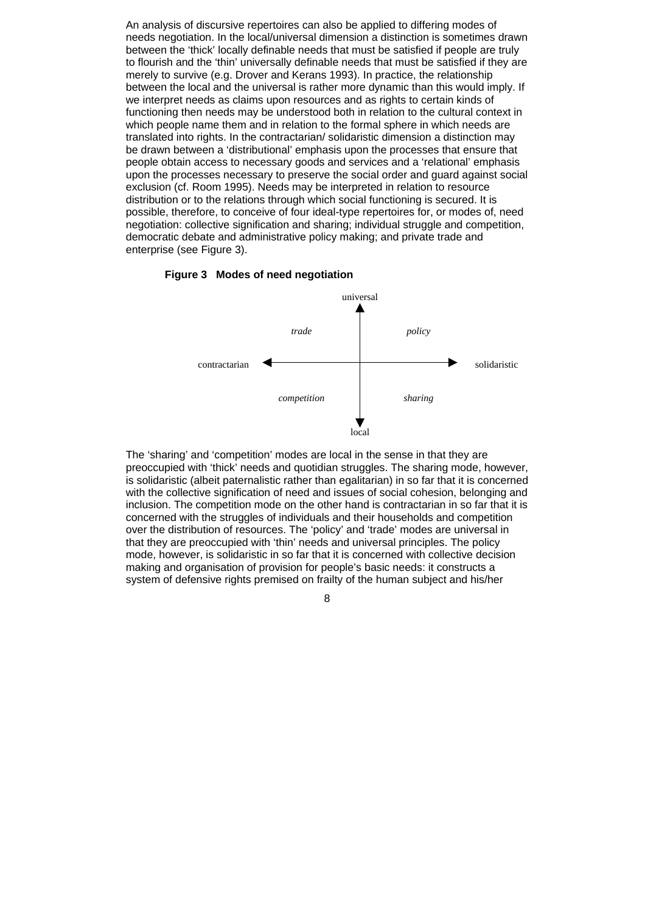An analysis of discursive repertoires can also be applied to differing modes of needs negotiation. In the local/universal dimension a distinction is sometimes drawn between the 'thick' locally definable needs that must be satisfied if people are truly to flourish and the 'thin' universally definable needs that must be satisfied if they are merely to survive (e.g. Drover and Kerans 1993). In practice, the relationship between the local and the universal is rather more dynamic than this would imply. If we interpret needs as claims upon resources and as rights to certain kinds of functioning then needs may be understood both in relation to the cultural context in which people name them and in relation to the formal sphere in which needs are translated into rights. In the contractarian/ solidaristic dimension a distinction may be drawn between a 'distributional' emphasis upon the processes that ensure that people obtain access to necessary goods and services and a 'relational' emphasis upon the processes necessary to preserve the social order and guard against social exclusion (cf. Room 1995). Needs may be interpreted in relation to resource distribution or to the relations through which social functioning is secured. It is possible, therefore, to conceive of four ideal-type repertoires for, or modes of, need negotiation: collective signification and sharing; individual struggle and competition, democratic debate and administrative policy making; and private trade and enterprise (see Figure 3).

**Figure 3 Modes of need negotiation**

|  | contractarian | solidaristic |
|---|---|---|
| universal | *trade* | *policy* |
| local | *competition* | *sharing* |

The 'sharing' and 'competition' modes are local in the sense in that they are preoccupied with 'thick' needs and quotidian struggles. The sharing mode, however, is solidaristic (albeit paternalistic rather than egalitarian) in so far that it is concerned with the collective signification of need and issues of social cohesion, belonging and inclusion. The competition mode on the other hand is contractarian in so far that it is concerned with the struggles of individuals and their households and competition over the distribution of resources. The 'policy' and 'trade' modes are universal in that they are preoccupied with 'thin' needs and universal principles. The policy mode, however, is solidaristic in so far that it is concerned with collective decision making and organisation of provision for people's basic needs: it constructs a system of defensive rights premised on frailty of the human subject and his/her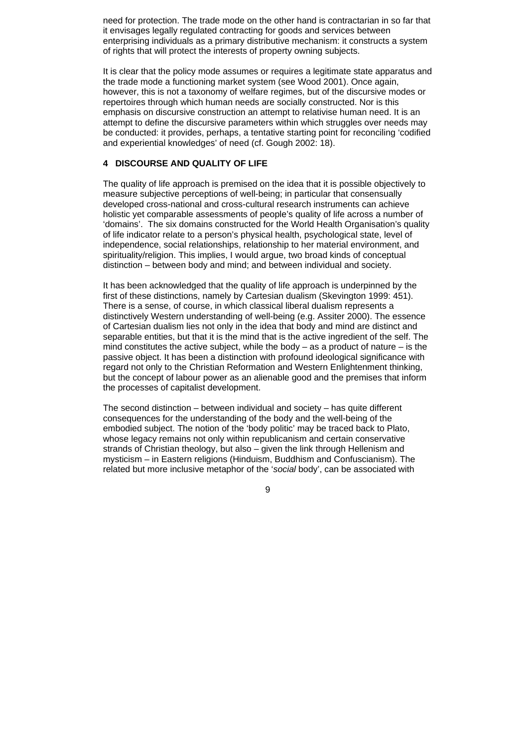need for protection. The trade mode on the other hand is contractarian in so far that it envisages legally regulated contracting for goods and services between enterprising individuals as a primary distributive mechanism: it constructs a system of rights that will protect the interests of property owning subjects.

It is clear that the policy mode assumes or requires a legitimate state apparatus and the trade mode a functioning market system (see Wood 2001). Once again, however, this is not a taxonomy of welfare regimes, but of the discursive modes or repertoires through which human needs are socially constructed. Nor is this emphasis on discursive construction an attempt to relativise human need. It is an attempt to define the discursive parameters within which struggles over needs may be conducted: it provides, perhaps, a tentative starting point for reconciling 'codified and experiential knowledges' of need (cf. Gough 2002: 18).

## 4 DISCOURSE AND QUALITY OF LIFE

The quality of life approach is premised on the idea that it is possible objectively to measure subjective perceptions of well-being; in particular that consensually developed cross-national and cross-cultural research instruments can achieve holistic yet comparable assessments of people's quality of life across a number of 'domains'. The six domains constructed for the World Health Organisation's quality of life indicator relate to a person's physical health, psychological state, level of independence, social relationships, relationship to her material environment, and spirituality/religion. This implies, I would argue, two broad kinds of conceptual distinction – between body and mind; and between individual and society.

It has been acknowledged that the quality of life approach is underpinned by the first of these distinctions, namely by Cartesian dualism (Skevington 1999: 451). There is a sense, of course, in which classical liberal dualism represents a distinctively Western understanding of well-being (e.g. Assiter 2000). The essence of Cartesian dualism lies not only in the idea that body and mind are distinct and separable entities, but that it is the mind that is the active ingredient of the self. The mind constitutes the active subject, while the body – as a product of nature – is the passive object. It has been a distinction with profound ideological significance with regard not only to the Christian Reformation and Western Enlightenment thinking, but the concept of labour power as an alienable good and the premises that inform the processes of capitalist development.

The second distinction – between individual and society – has quite different consequences for the understanding of the body and the well-being of the embodied subject. The notion of the 'body politic' may be traced back to Plato, whose legacy remains not only within republicanism and certain conservative strands of Christian theology, but also – given the link through Hellenism and mysticism – in Eastern religions (Hinduism, Buddhism and Confuscianism). The related but more inclusive metaphor of the '*social* body', can be associated with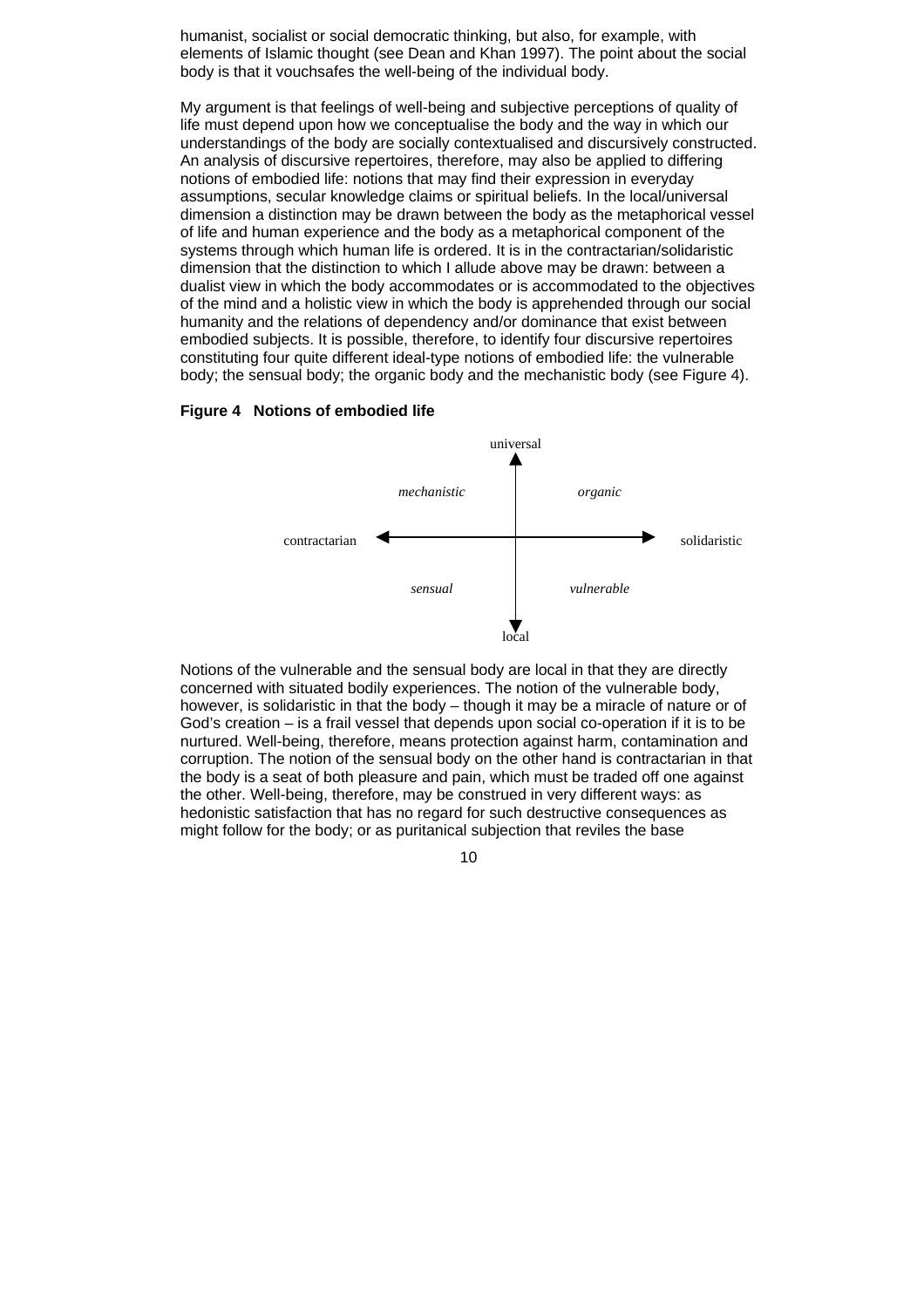humanist, socialist or social democratic thinking, but also, for example, with elements of Islamic thought (see Dean and Khan 1997). The point about the social body is that it vouchsafes the well-being of the individual body.

My argument is that feelings of well-being and subjective perceptions of quality of life must depend upon how we conceptualise the body and the way in which our understandings of the body are socially contextualised and discursively constructed. An analysis of discursive repertoires, therefore, may also be applied to differing notions of embodied life: notions that may find their expression in everyday assumptions, secular knowledge claims or spiritual beliefs. In the local/universal dimension a distinction may be drawn between the body as the metaphorical vessel of life and human experience and the body as a metaphorical component of the systems through which human life is ordered. It is in the contractarian/solidaristic dimension that the distinction to which I allude above may be drawn: between a dualist view in which the body accommodates or is accommodated to the objectives of the mind and a holistic view in which the body is apprehended through our social humanity and the relations of dependency and/or dominance that exist between embodied subjects. It is possible, therefore, to identify four discursive repertoires constituting four quite different ideal-type notions of embodied life: the vulnerable body; the sensual body; the organic body and the mechanistic body (see Figure 4).

**Figure 4 Notions of embodied life**

| | contractarian | solidaristic |
|---|---|---|
| universal | *mechanistic* | *organic* |
| local | *sensual* | *vulnerable* |

Notions of the vulnerable and the sensual body are local in that they are directly concerned with situated bodily experiences. The notion of the vulnerable body, however, is solidaristic in that the body – though it may be a miracle of nature or of God's creation – is a frail vessel that depends upon social co-operation if it is to be nurtured. Well-being, therefore, means protection against harm, contamination and corruption. The notion of the sensual body on the other hand is contractarian in that the body is a seat of both pleasure and pain, which must be traded off one against the other. Well-being, therefore, may be construed in very different ways: as hedonistic satisfaction that has no regard for such destructive consequences as might follow for the body; or as puritanical subjection that reviles the base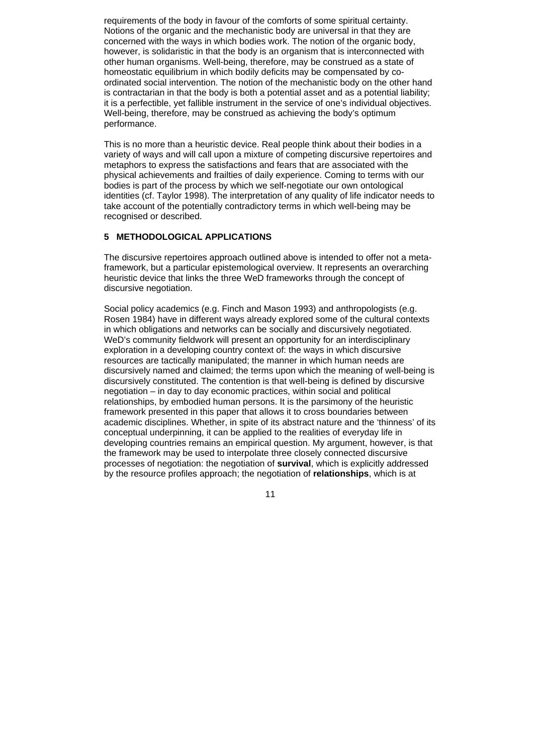requirements of the body in favour of the comforts of some spiritual certainty. Notions of the organic and the mechanistic body are universal in that they are concerned with the ways in which bodies work. The notion of the organic body, however, is solidaristic in that the body is an organism that is interconnected with other human organisms. Well-being, therefore, may be construed as a state of homeostatic equilibrium in which bodily deficits may be compensated by co-ordinated social intervention. The notion of the mechanistic body on the other hand is contractarian in that the body is both a potential asset and as a potential liability; it is a perfectible, yet fallible instrument in the service of one's individual objectives. Well-being, therefore, may be construed as achieving the body's optimum performance.

This is no more than a heuristic device. Real people think about their bodies in a variety of ways and will call upon a mixture of competing discursive repertoires and metaphors to express the satisfactions and fears that are associated with the physical achievements and frailties of daily experience. Coming to terms with our bodies is part of the process by which we self-negotiate our own ontological identities (cf. Taylor 1998). The interpretation of any quality of life indicator needs to take account of the potentially contradictory terms in which well-being may be recognised or described.

## 5 METHODOLOGICAL APPLICATIONS

The discursive repertoires approach outlined above is intended to offer not a meta-framework, but a particular epistemological overview. It represents an overarching heuristic device that links the three WeD frameworks through the concept of discursive negotiation.

Social policy academics (e.g. Finch and Mason 1993) and anthropologists (e.g. Rosen 1984) have in different ways already explored some of the cultural contexts in which obligations and networks can be socially and discursively negotiated. WeD's community fieldwork will present an opportunity for an interdisciplinary exploration in a developing country context of: the ways in which discursive resources are tactically manipulated; the manner in which human needs are discursively named and claimed; the terms upon which the meaning of well-being is discursively constituted. The contention is that well-being is defined by discursive negotiation – in day to day economic practices, within social and political relationships, by embodied human persons. It is the parsimony of the heuristic framework presented in this paper that allows it to cross boundaries between academic disciplines. Whether, in spite of its abstract nature and the 'thinness' of its conceptual underpinning, it can be applied to the realities of everyday life in developing countries remains an empirical question. My argument, however, is that the framework may be used to interpolate three closely connected discursive processes of negotiation: the negotiation of **survival**, which is explicitly addressed by the resource profiles approach; the negotiation of **relationships**, which is at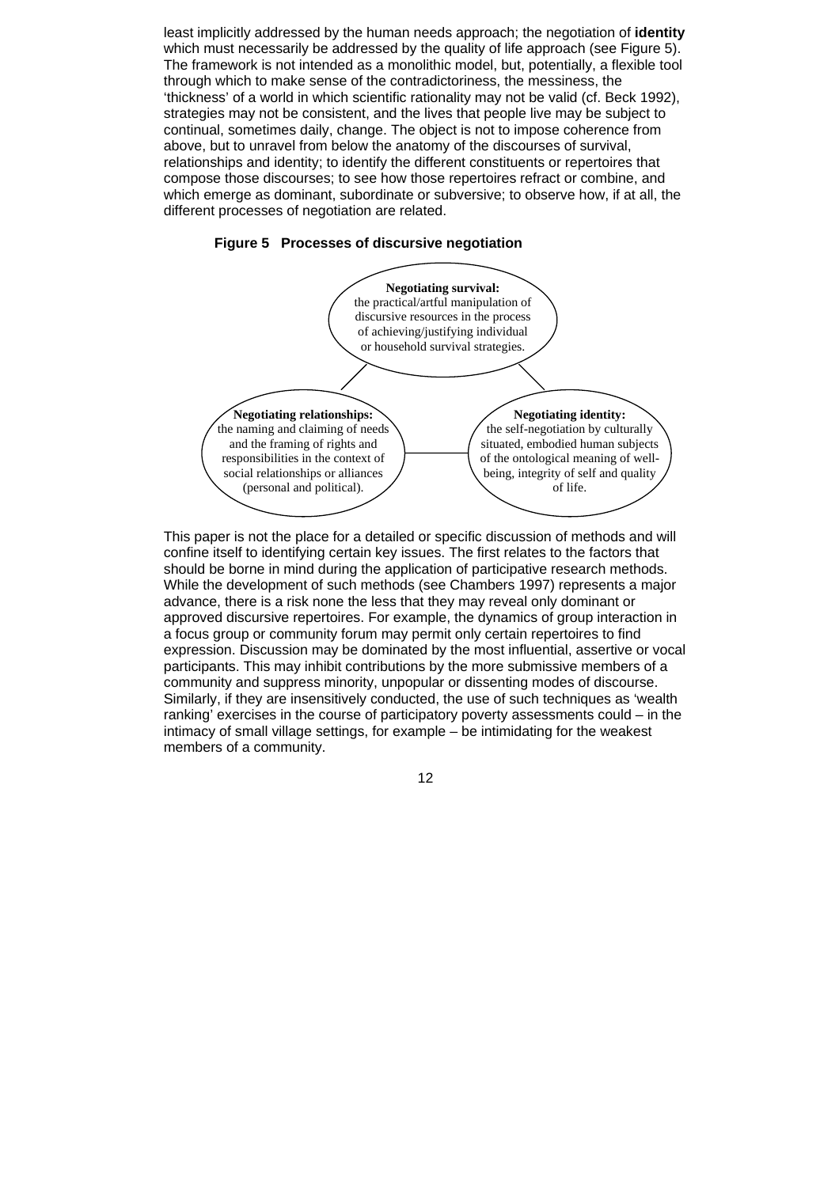least implicitly addressed by the human needs approach; the negotiation of **identity** which must necessarily be addressed by the quality of life approach (see Figure 5). The framework is not intended as a monolithic model, but, potentially, a flexible tool through which to make sense of the contradictoriness, the messiness, the 'thickness' of a world in which scientific rationality may not be valid (cf. Beck 1992), strategies may not be consistent, and the lives that people live may be subject to continual, sometimes daily, change. The object is not to impose coherence from above, but to unravel from below the anatomy of the discourses of survival, relationships and identity; to identify the different constituents or repertoires that compose those discourses; to see how those repertoires refract or combine, and which emerge as dominant, subordinate or subversive; to observe how, if at all, the different processes of negotiation are related.

**Figure 5 Processes of discursive negotiation**

**Negotiating survival:** the practical/artful manipulation of discursive resources in the process of achieving/justifying individual or household survival strategies.

**Negotiating relationships:** the naming and claiming of needs and the framing of rights and responsibilities in the context of social relationships or alliances (personal and political).

**Negotiating identity:** the self-negotiation by culturally situated, embodied human subjects of the ontological meaning of well-being, integrity of self and quality of life.

This paper is not the place for a detailed or specific discussion of methods and will confine itself to identifying certain key issues. The first relates to the factors that should be borne in mind during the application of participative research methods. While the development of such methods (see Chambers 1997) represents a major advance, there is a risk none the less that they may reveal only dominant or approved discursive repertoires. For example, the dynamics of group interaction in a focus group or community forum may permit only certain repertoires to find expression. Discussion may be dominated by the most influential, assertive or vocal participants. This may inhibit contributions by the more submissive members of a community and suppress minority, unpopular or dissenting modes of discourse. Similarly, if they are insensitively conducted, the use of such techniques as 'wealth ranking' exercises in the course of participatory poverty assessments could – in the intimacy of small village settings, for example – be intimidating for the weakest members of a community.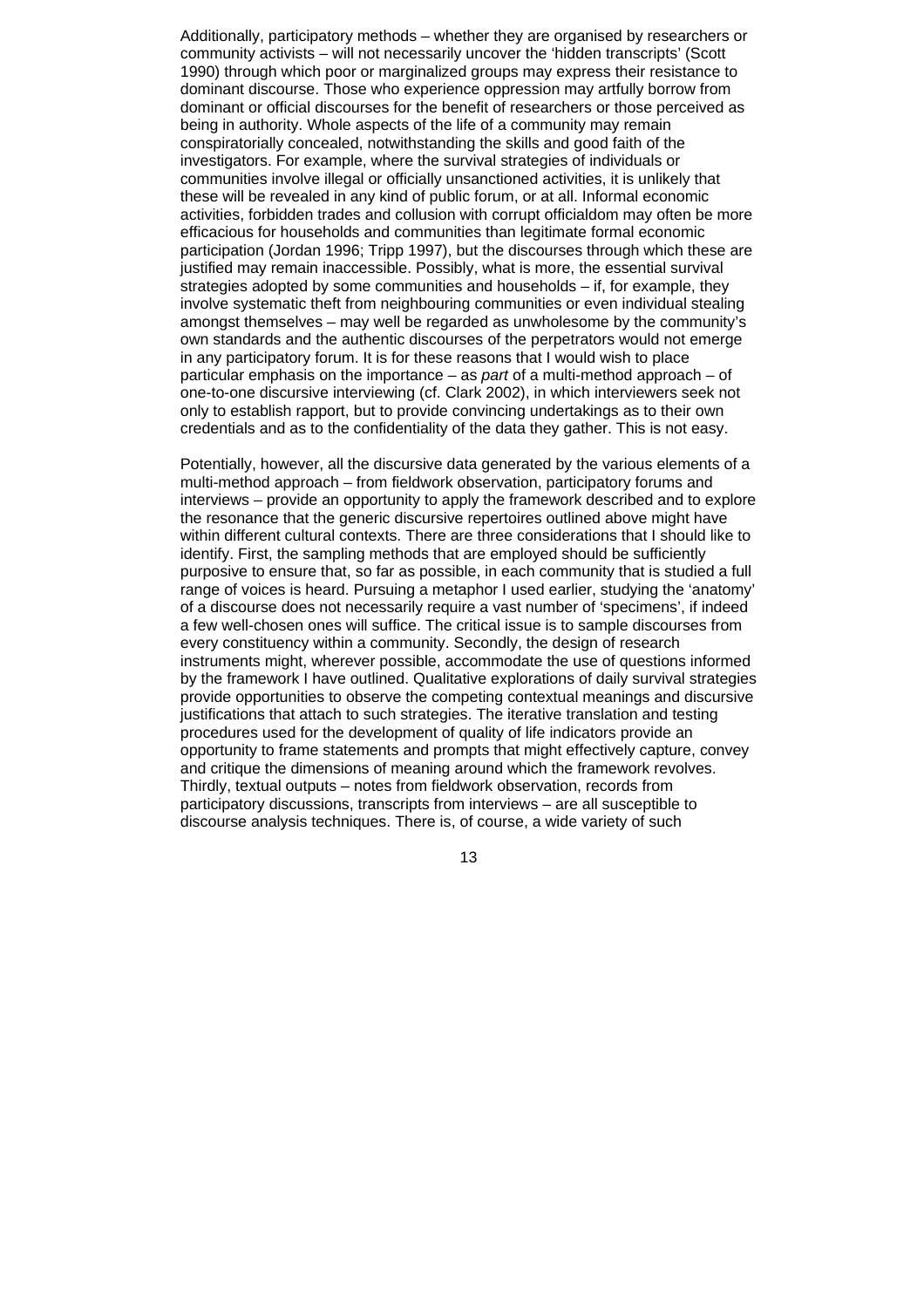Additionally, participatory methods – whether they are organised by researchers or community activists – will not necessarily uncover the 'hidden transcripts' (Scott 1990) through which poor or marginalized groups may express their resistance to dominant discourse. Those who experience oppression may artfully borrow from dominant or official discourses for the benefit of researchers or those perceived as being in authority. Whole aspects of the life of a community may remain conspiratorially concealed, notwithstanding the skills and good faith of the investigators. For example, where the survival strategies of individuals or communities involve illegal or officially unsanctioned activities, it is unlikely that these will be revealed in any kind of public forum, or at all. Informal economic activities, forbidden trades and collusion with corrupt officialdom may often be more efficacious for households and communities than legitimate formal economic participation (Jordan 1996; Tripp 1997), but the discourses through which these are justified may remain inaccessible. Possibly, what is more, the essential survival strategies adopted by some communities and households – if, for example, they involve systematic theft from neighbouring communities or even individual stealing amongst themselves – may well be regarded as unwholesome by the community's own standards and the authentic discourses of the perpetrators would not emerge in any participatory forum. It is for these reasons that I would wish to place particular emphasis on the importance – as *part* of a multi-method approach – of one-to-one discursive interviewing (cf. Clark 2002), in which interviewers seek not only to establish rapport, but to provide convincing undertakings as to their own credentials and as to the confidentiality of the data they gather. This is not easy.

Potentially, however, all the discursive data generated by the various elements of a multi-method approach – from fieldwork observation, participatory forums and interviews – provide an opportunity to apply the framework described and to explore the resonance that the generic discursive repertoires outlined above might have within different cultural contexts. There are three considerations that I should like to identify. First, the sampling methods that are employed should be sufficiently purposive to ensure that, so far as possible, in each community that is studied a full range of voices is heard. Pursuing a metaphor I used earlier, studying the 'anatomy' of a discourse does not necessarily require a vast number of 'specimens', if indeed a few well-chosen ones will suffice. The critical issue is to sample discourses from every constituency within a community. Secondly, the design of research instruments might, wherever possible, accommodate the use of questions informed by the framework I have outlined. Qualitative explorations of daily survival strategies provide opportunities to observe the competing contextual meanings and discursive justifications that attach to such strategies. The iterative translation and testing procedures used for the development of quality of life indicators provide an opportunity to frame statements and prompts that might effectively capture, convey and critique the dimensions of meaning around which the framework revolves. Thirdly, textual outputs – notes from fieldwork observation, records from participatory discussions, transcripts from interviews – are all susceptible to discourse analysis techniques. There is, of course, a wide variety of such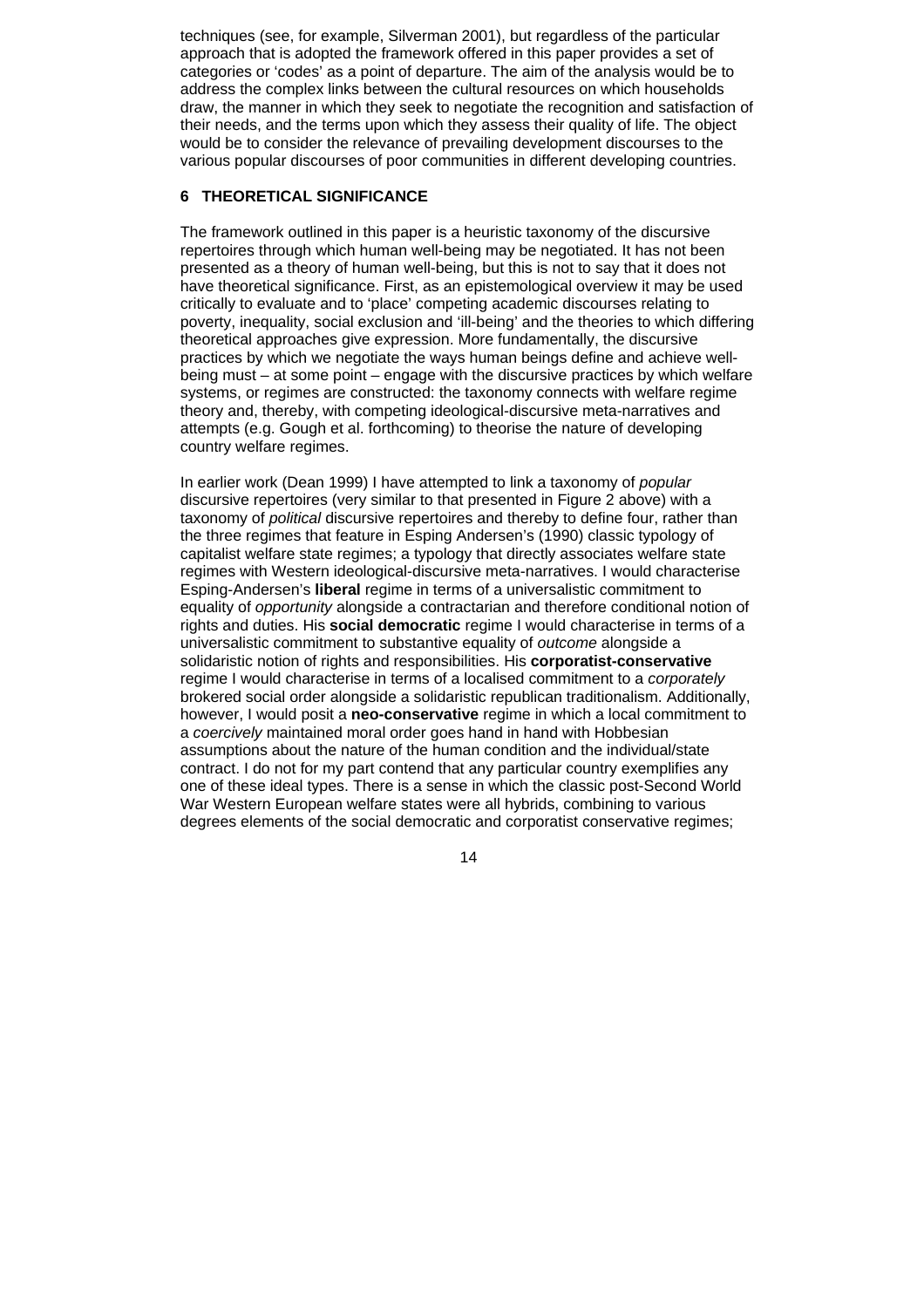techniques (see, for example, Silverman 2001), but regardless of the particular approach that is adopted the framework offered in this paper provides a set of categories or 'codes' as a point of departure. The aim of the analysis would be to address the complex links between the cultural resources on which households draw, the manner in which they seek to negotiate the recognition and satisfaction of their needs, and the terms upon which they assess their quality of life. The object would be to consider the relevance of prevailing development discourses to the various popular discourses of poor communities in different developing countries.

## 6 THEORETICAL SIGNIFICANCE

The framework outlined in this paper is a heuristic taxonomy of the discursive repertoires through which human well-being may be negotiated. It has not been presented as a theory of human well-being, but this is not to say that it does not have theoretical significance. First, as an epistemological overview it may be used critically to evaluate and to 'place' competing academic discourses relating to poverty, inequality, social exclusion and 'ill-being' and the theories to which differing theoretical approaches give expression. More fundamentally, the discursive practices by which we negotiate the ways human beings define and achieve well-being must – at some point – engage with the discursive practices by which welfare systems, or regimes are constructed: the taxonomy connects with welfare regime theory and, thereby, with competing ideological-discursive meta-narratives and attempts (e.g. Gough et al. forthcoming) to theorise the nature of developing country welfare regimes.

In earlier work (Dean 1999) I have attempted to link a taxonomy of *popular* discursive repertoires (very similar to that presented in Figure 2 above) with a taxonomy of *political* discursive repertoires and thereby to define four, rather than the three regimes that feature in Esping Andersen's (1990) classic typology of capitalist welfare state regimes; a typology that directly associates welfare state regimes with Western ideological-discursive meta-narratives. I would characterise Esping-Andersen's **liberal** regime in terms of a universalistic commitment to equality of *opportunity* alongside a contractarian and therefore conditional notion of rights and duties. His **social democratic** regime I would characterise in terms of a universalistic commitment to substantive equality of *outcome* alongside a solidaristic notion of rights and responsibilities. His **corporatist-conservative** regime I would characterise in terms of a localised commitment to a *corporately* brokered social order alongside a solidaristic republican traditionalism. Additionally, however, I would posit a **neo-conservative** regime in which a local commitment to a *coercively* maintained moral order goes hand in hand with Hobbesian assumptions about the nature of the human condition and the individual/state contract. I do not for my part contend that any particular country exemplifies any one of these ideal types. There is a sense in which the classic post-Second World War Western European welfare states were all hybrids, combining to various degrees elements of the social democratic and corporatist conservative regimes;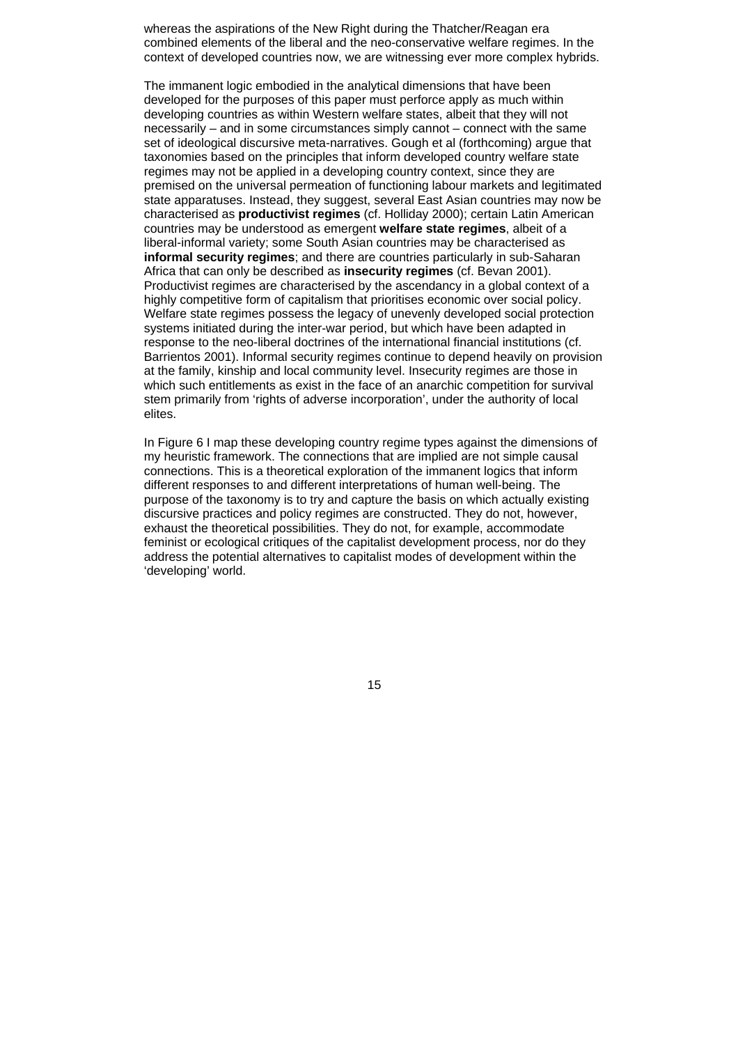whereas the aspirations of the New Right during the Thatcher/Reagan era combined elements of the liberal and the neo-conservative welfare regimes. In the context of developed countries now, we are witnessing ever more complex hybrids.

The immanent logic embodied in the analytical dimensions that have been developed for the purposes of this paper must perforce apply as much within developing countries as within Western welfare states, albeit that they will not necessarily – and in some circumstances simply cannot – connect with the same set of ideological discursive meta-narratives. Gough et al (forthcoming) argue that taxonomies based on the principles that inform developed country welfare state regimes may not be applied in a developing country context, since they are premised on the universal permeation of functioning labour markets and legitimated state apparatuses. Instead, they suggest, several East Asian countries may now be characterised as **productivist regimes** (cf. Holliday 2000); certain Latin American countries may be understood as emergent **welfare state regimes**, albeit of a liberal-informal variety; some South Asian countries may be characterised as **informal security regimes**; and there are countries particularly in sub-Saharan Africa that can only be described as **insecurity regimes** (cf. Bevan 2001). Productivist regimes are characterised by the ascendancy in a global context of a highly competitive form of capitalism that prioritises economic over social policy. Welfare state regimes possess the legacy of unevenly developed social protection systems initiated during the inter-war period, but which have been adapted in response to the neo-liberal doctrines of the international financial institutions (cf. Barrientos 2001). Informal security regimes continue to depend heavily on provision at the family, kinship and local community level. Insecurity regimes are those in which such entitlements as exist in the face of an anarchic competition for survival stem primarily from 'rights of adverse incorporation', under the authority of local elites.

In Figure 6 I map these developing country regime types against the dimensions of my heuristic framework. The connections that are implied are not simple causal connections. This is a theoretical exploration of the immanent logics that inform different responses to and different interpretations of human well-being. The purpose of the taxonomy is to try and capture the basis on which actually existing discursive practices and policy regimes are constructed. They do not, however, exhaust the theoretical possibilities. They do not, for example, accommodate feminist or ecological critiques of the capitalist development process, nor do they address the potential alternatives to capitalist modes of development within the 'developing' world.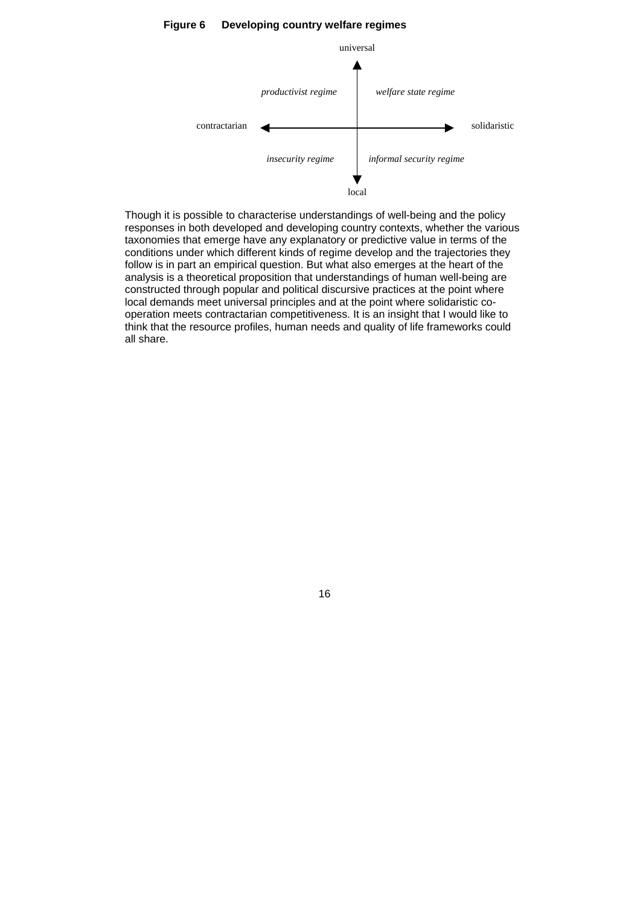**Figure 6 Developing country welfare regimes**

|  | contractarian | solidaristic |
|---|---|---|
| universal | *productivist regime* | *welfare state regime* |
| local | *insecurity regime* | *informal security regime* |

Though it is possible to characterise understandings of well-being and the policy responses in both developed and developing country contexts, whether the various taxonomies that emerge have any explanatory or predictive value in terms of the conditions under which different kinds of regime develop and the trajectories they follow is in part an empirical question. But what also emerges at the heart of the analysis is a theoretical proposition that understandings of human well-being are constructed through popular and political discursive practices at the point where local demands meet universal principles and at the point where solidaristic co-operation meets contractarian competitiveness. It is an insight that I would like to think that the resource profiles, human needs and quality of life frameworks could all share.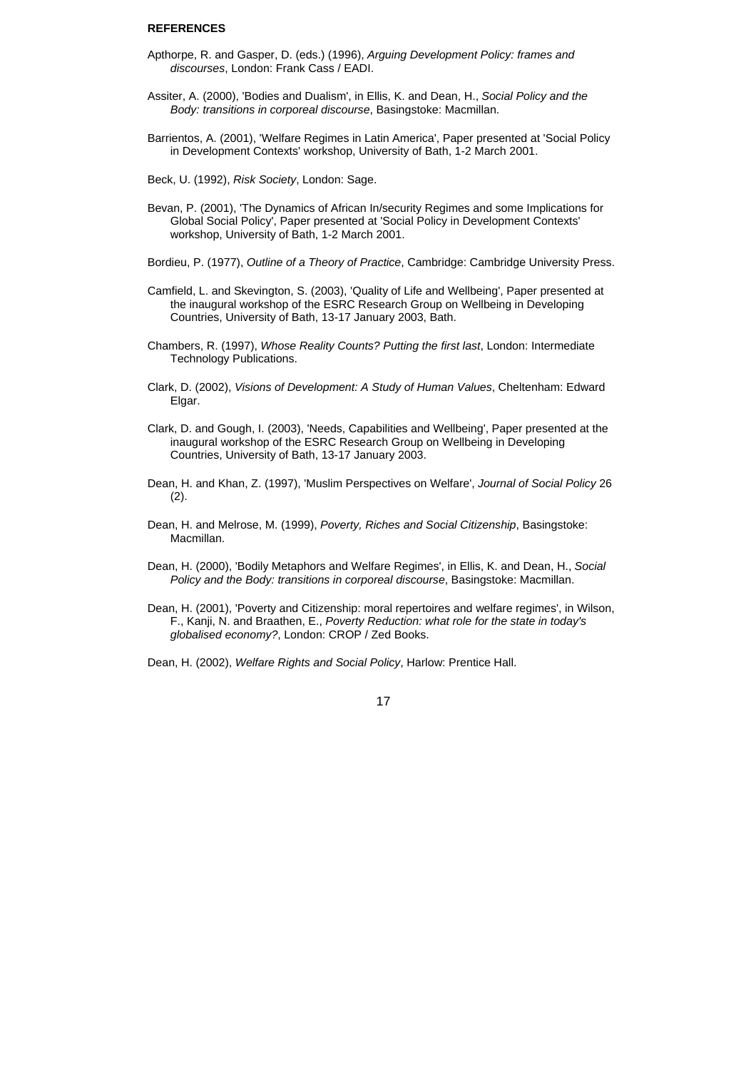**REFERENCES**

Apthorpe, R. and Gasper, D. (eds.) (1996), *Arguing Development Policy: frames and discourses*, London: Frank Cass / EADI.

Assiter, A. (2000), 'Bodies and Dualism', in Ellis, K. and Dean, H., *Social Policy and the Body: transitions in corporeal discourse*, Basingstoke: Macmillan.

Barrientos, A. (2001), 'Welfare Regimes in Latin America', Paper presented at 'Social Policy in Development Contexts' workshop, University of Bath, 1-2 March 2001.

Beck, U. (1992), *Risk Society*, London: Sage.

Bevan, P. (2001), 'The Dynamics of African In/security Regimes and some Implications for Global Social Policy', Paper presented at 'Social Policy in Development Contexts' workshop, University of Bath, 1-2 March 2001.

Bordieu, P. (1977), *Outline of a Theory of Practice*, Cambridge: Cambridge University Press.

Camfield, L. and Skevington, S. (2003), 'Quality of Life and Wellbeing', Paper presented at the inaugural workshop of the ESRC Research Group on Wellbeing in Developing Countries, University of Bath, 13-17 January 2003, Bath.

Chambers, R. (1997), *Whose Reality Counts? Putting the first last*, London: Intermediate Technology Publications.

Clark, D. (2002), *Visions of Development: A Study of Human Values*, Cheltenham: Edward Elgar.

Clark, D. and Gough, I. (2003), 'Needs, Capabilities and Wellbeing', Paper presented at the inaugural workshop of the ESRC Research Group on Wellbeing in Developing Countries, University of Bath, 13-17 January 2003.

Dean, H. and Khan, Z. (1997), 'Muslim Perspectives on Welfare', *Journal of Social Policy* 26 (2).

Dean, H. and Melrose, M. (1999), *Poverty, Riches and Social Citizenship*, Basingstoke: Macmillan.

Dean, H. (2000), 'Bodily Metaphors and Welfare Regimes', in Ellis, K. and Dean, H., *Social Policy and the Body: transitions in corporeal discourse*, Basingstoke: Macmillan.

Dean, H. (2001), 'Poverty and Citizenship: moral repertoires and welfare regimes', in Wilson, F., Kanji, N. and Braathen, E., *Poverty Reduction: what role for the state in today's globalised economy?*, London: CROP / Zed Books.

Dean, H. (2002), *Welfare Rights and Social Policy*, Harlow: Prentice Hall.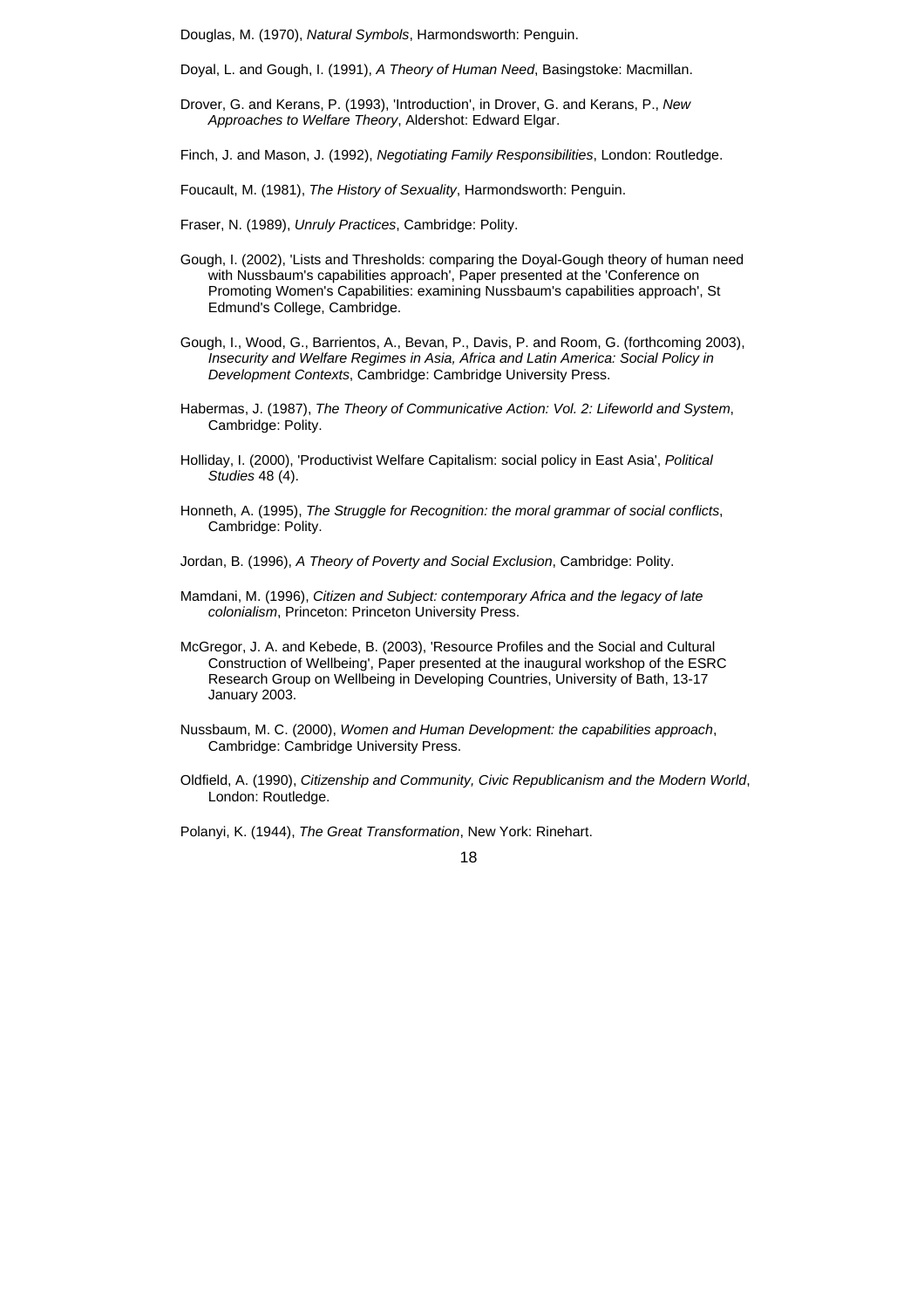Douglas, M. (1970), *Natural Symbols*, Harmondsworth: Penguin.

Doyal, L. and Gough, I. (1991), *A Theory of Human Need*, Basingstoke: Macmillan.

Drover, G. and Kerans, P. (1993), 'Introduction', in Drover, G. and Kerans, P., *New Approaches to Welfare Theory*, Aldershot: Edward Elgar.

Finch, J. and Mason, J. (1992), *Negotiating Family Responsibilities*, London: Routledge.

Foucault, M. (1981), *The History of Sexuality*, Harmondsworth: Penguin.

Fraser, N. (1989), *Unruly Practices*, Cambridge: Polity.

Gough, I. (2002), 'Lists and Thresholds: comparing the Doyal-Gough theory of human need with Nussbaum's capabilities approach', Paper presented at the 'Conference on Promoting Women's Capabilities: examining Nussbaum's capabilities approach', St Edmund's College, Cambridge.

Gough, I., Wood, G., Barrientos, A., Bevan, P., Davis, P. and Room, G. (forthcoming 2003), *Insecurity and Welfare Regimes in Asia, Africa and Latin America: Social Policy in Development Contexts*, Cambridge: Cambridge University Press.

Habermas, J. (1987), *The Theory of Communicative Action: Vol. 2: Lifeworld and System*, Cambridge: Polity.

Holliday, I. (2000), 'Productivist Welfare Capitalism: social policy in East Asia', *Political Studies* 48 (4).

Honneth, A. (1995), *The Struggle for Recognition: the moral grammar of social conflicts*, Cambridge: Polity.

Jordan, B. (1996), *A Theory of Poverty and Social Exclusion*, Cambridge: Polity.

Mamdani, M. (1996), *Citizen and Subject: contemporary Africa and the legacy of late colonialism*, Princeton: Princeton University Press.

McGregor, J. A. and Kebede, B. (2003), 'Resource Profiles and the Social and Cultural Construction of Wellbeing', Paper presented at the inaugural workshop of the ESRC Research Group on Wellbeing in Developing Countries, University of Bath, 13-17 January 2003.

Nussbaum, M. C. (2000), *Women and Human Development: the capabilities approach*, Cambridge: Cambridge University Press.

Oldfield, A. (1990), *Citizenship and Community, Civic Republicanism and the Modern World*, London: Routledge.

Polanyi, K. (1944), *The Great Transformation*, New York: Rinehart.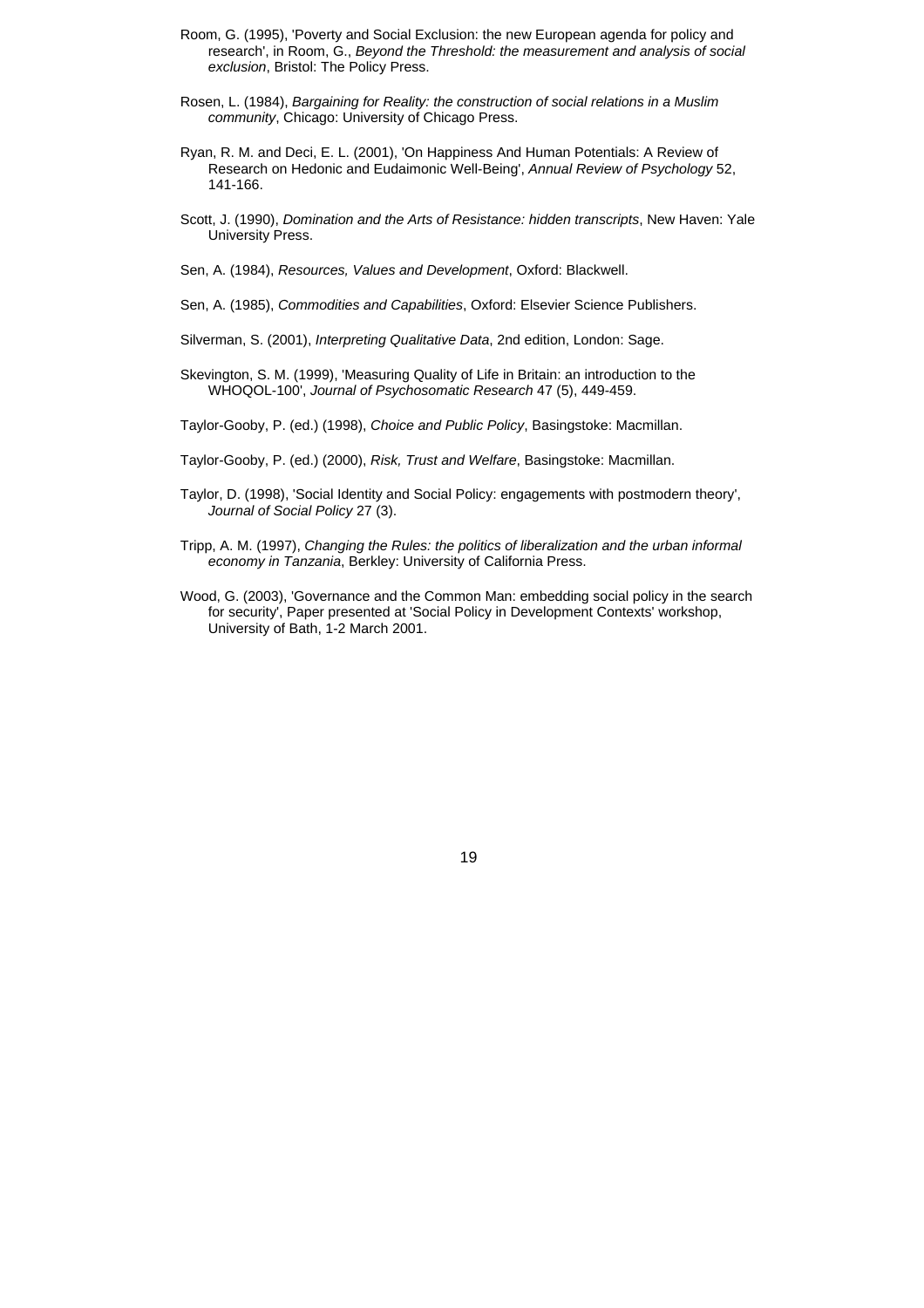Room, G. (1995), 'Poverty and Social Exclusion: the new European agenda for policy and research', in Room, G., *Beyond the Threshold: the measurement and analysis of social exclusion*, Bristol: The Policy Press.

Rosen, L. (1984), *Bargaining for Reality: the construction of social relations in a Muslim community*, Chicago: University of Chicago Press.

Ryan, R. M. and Deci, E. L. (2001), 'On Happiness And Human Potentials: A Review of Research on Hedonic and Eudaimonic Well-Being', *Annual Review of Psychology* 52, 141-166.

Scott, J. (1990), *Domination and the Arts of Resistance: hidden transcripts*, New Haven: Yale University Press.

Sen, A. (1984), *Resources, Values and Development*, Oxford: Blackwell.

Sen, A. (1985), *Commodities and Capabilities*, Oxford: Elsevier Science Publishers.

Silverman, S. (2001), *Interpreting Qualitative Data*, 2nd edition, London: Sage.

Skevington, S. M. (1999), 'Measuring Quality of Life in Britain: an introduction to the WHOQOL-100', *Journal of Psychosomatic Research* 47 (5), 449-459.

Taylor-Gooby, P. (ed.) (1998), *Choice and Public Policy*, Basingstoke: Macmillan.

Taylor-Gooby, P. (ed.) (2000), *Risk, Trust and Welfare*, Basingstoke: Macmillan.

Taylor, D. (1998), 'Social Identity and Social Policy: engagements with postmodern theory', *Journal of Social Policy* 27 (3).

Tripp, A. M. (1997), *Changing the Rules: the politics of liberalization and the urban informal economy in Tanzania*, Berkley: University of California Press.

Wood, G. (2003), 'Governance and the Common Man: embedding social policy in the search for security', Paper presented at 'Social Policy in Development Contexts' workshop, University of Bath, 1-2 March 2001.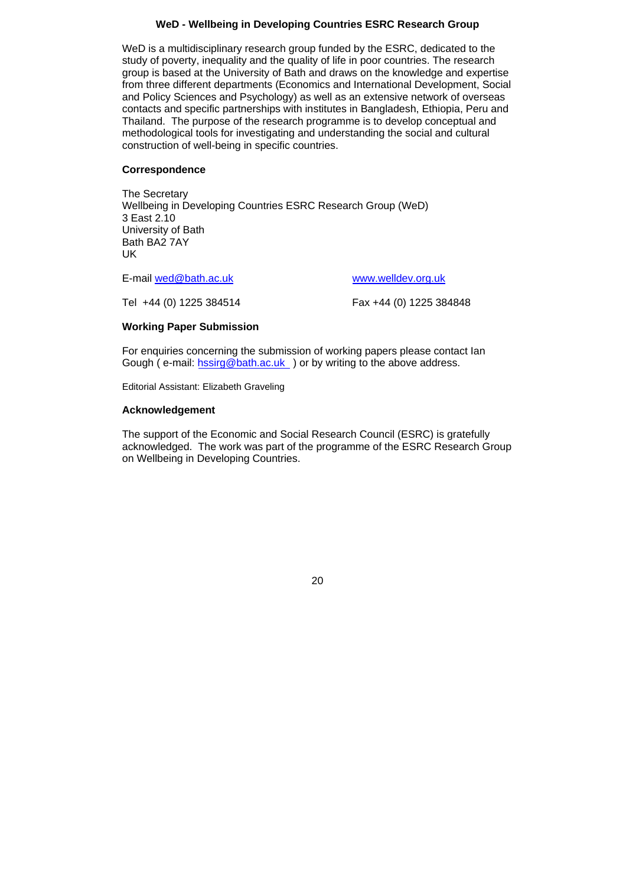## WeD - Wellbeing in Developing Countries ESRC Research Group

WeD is a multidisciplinary research group funded by the ESRC, dedicated to the study of poverty, inequality and the quality of life in poor countries. The research group is based at the University of Bath and draws on the knowledge and expertise from three different departments (Economics and International Development, Social and Policy Sciences and Psychology) as well as an extensive network of overseas contacts and specific partnerships with institutes in Bangladesh, Ethiopia, Peru and Thailand. The purpose of the research programme is to develop conceptual and methodological tools for investigating and understanding the social and cultural construction of well-being in specific countries.

**Correspondence**

The Secretary
Wellbeing in Developing Countries ESRC Research Group (WeD)
3 East 2.10
University of Bath
Bath BA2 7AY
UK

E-mail wed@bath.ac.uk www.welldev.org.uk

Tel +44 (0) 1225 384514 Fax +44 (0) 1225 384848

**Working Paper Submission**

For enquiries concerning the submission of working papers please contact Ian Gough ( e-mail: hssirg@bath.ac.uk ) or by writing to the above address.

Editorial Assistant: Elizabeth Graveling

**Acknowledgement**

The support of the Economic and Social Research Council (ESRC) is gratefully acknowledged. The work was part of the programme of the ESRC Research Group on Wellbeing in Developing Countries.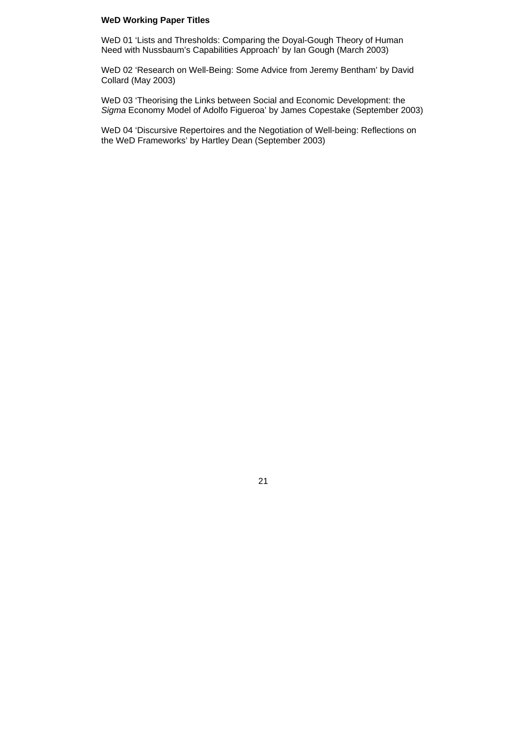**WeD Working Paper Titles**

WeD 01 'Lists and Thresholds: Comparing the Doyal-Gough Theory of Human Need with Nussbaum's Capabilities Approach' by Ian Gough (March 2003)

WeD 02 'Research on Well-Being: Some Advice from Jeremy Bentham' by David Collard (May 2003)

WeD 03 'Theorising the Links between Social and Economic Development: the *Sigma* Economy Model of Adolfo Figueroa' by James Copestake (September 2003)

WeD 04 'Discursive Repertoires and the Negotiation of Well-being: Reflections on the WeD Frameworks' by Hartley Dean (September 2003)